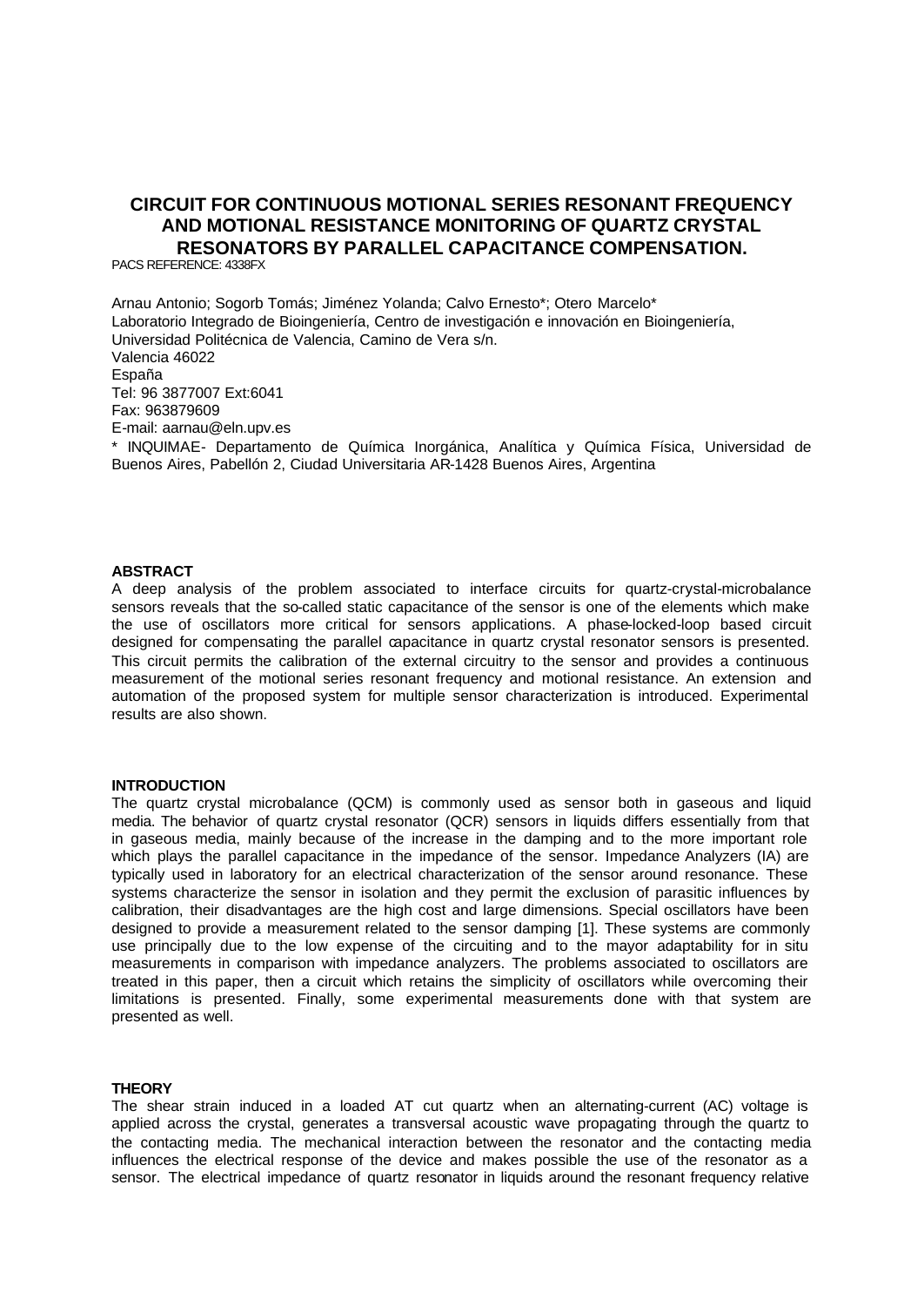# CIRCUIT FOR CONTINUOUS MOTIONAL SERIES RESONANT FREQUENCY AND MOTIONAL RESISTANCE MONITORING OF QUARTZ CRYSTAL RESONATORS BY PARALLEL CAPACITANCE COMPENSATION.

PACS REFERENCE: 4338FX

Arnau Antonio; Sogorb Tomás; Jiménez Yolanda; Calvo Ernesto*; Otero Marcelo*
Laboratorio Integrado de Bioingeniería, Centro de investigación e innovación en Bioingeniería, Universidad Politécnica de Valencia, Camino de Vera s/n.
Valencia 46022
España
Tel: 96 3877007 Ext:6041
Fax: 963879609
E-mail: aarnau@eln.upv.es
* INQUIMAE- Departamento de Química Inorgánica, Analítica y Química Física, Universidad de Buenos Aires, Pabellón 2, Ciudad Universitaria AR-1428 Buenos Aires, Argentina

## ABSTRACT

A deep analysis of the problem associated to interface circuits for quartz-crystal-microbalance sensors reveals that the so-called static capacitance of the sensor is one of the elements which make the use of oscillators more critical for sensors applications. A phase-locked-loop based circuit designed for compensating the parallel capacitance in quartz crystal resonator sensors is presented. This circuit permits the calibration of the external circuitry to the sensor and provides a continuous measurement of the motional series resonant frequency and motional resistance. An extension and automation of the proposed system for multiple sensor characterization is introduced. Experimental results are also shown.

## INTRODUCTION

The quartz crystal microbalance (QCM) is commonly used as sensor both in gaseous and liquid media. The behavior of quartz crystal resonator (QCR) sensors in liquids differs essentially from that in gaseous media, mainly because of the increase in the damping and to the more important role which plays the parallel capacitance in the impedance of the sensor. Impedance Analyzers (IA) are typically used in laboratory for an electrical characterization of the sensor around resonance. These systems characterize the sensor in isolation and they permit the exclusion of parasitic influences by calibration, their disadvantages are the high cost and large dimensions. Special oscillators have been designed to provide a measurement related to the sensor damping [1]. These systems are commonly use principally due to the low expense of the circuiting and to the mayor adaptability for in situ measurements in comparison with impedance analyzers. The problems associated to oscillators are treated in this paper, then a circuit which retains the simplicity of oscillators while overcoming their limitations is presented. Finally, some experimental measurements done with that system are presented as well.

## THEORY

The shear strain induced in a loaded AT cut quartz when an alternating-current (AC) voltage is applied across the crystal, generates a transversal acoustic wave propagating through the quartz to the contacting media. The mechanical interaction between the resonator and the contacting media influences the electrical response of the device and makes possible the use of the resonator as a sensor. The electrical impedance of quartz resonator in liquids around the resonant frequency relative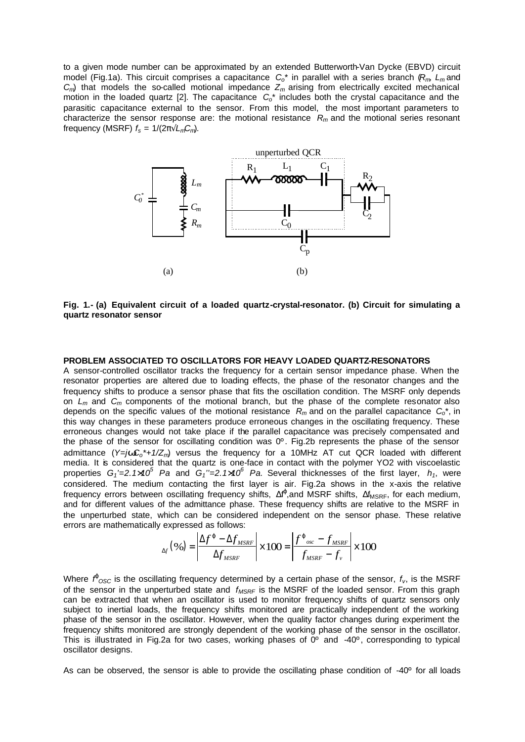to a given mode number can be approximated by an extended Butterworth-Van Dycke (EBVD) circuit model (Fig.1a). This circuit comprises a capacitance $C_o$* in parallel with a series branch ($R_m$, $L_m$ and $C_m$) that models the so-called motional impedance $Z_m$ arising from electrically excited mechanical motion in the loaded quartz [2]. The capacitance $C_o$* includes both the crystal capacitance and the parasitic capacitance external to the sensor. From this model, the most important parameters to characterize the sensor response are: the motional resistance $R_m$ and the motional series resonant frequency (MSRF) $f_s = 1/(2\pi\sqrt{L_m C_m})$.

**Fig. 1.- (a) Equivalent circuit of a loaded quartz-crystal-resonator. (b) Circuit for simulating a quartz resonator sensor**

**PROBLEM ASSOCIATED TO OSCILLATORS FOR HEAVY LOADED QUARTZ-RESONATORS**

A sensor-controlled oscillator tracks the frequency for a certain sensor impedance phase. When the resonator properties are altered due to loading effects, the phase of the resonator changes and the frequency shifts to produce a sensor phase that fits the oscillation condition. The MSRF only depends on $L_m$ and $C_m$ components of the motional branch, but the phase of the complete resonator also depends on the specific values of the motional resistance $R_m$ and on the parallel capacitance $C_o$*, in this way changes in these parameters produce erroneous changes in the oscillating frequency. These erroneous changes would not take place if the parallel capacitance was precisely compensated and the phase of the sensor for oscillating condition was 0º. Fig.2b represents the phase of the sensor admittance ($Y=j\omega C_o^*+1/Z_m$) versus the frequency for a 10MHz AT cut QCR loaded with different media. It is considered that the quartz is one-face in contact with the polymer YO2 with viscoelastic properties $G_1'=2.1\times10^5$ Pa and $G_1''=2.1\times10^6$ Pa. Several thicknesses of the first layer, $h_1$, were considered. The medium contacting the first layer is air. Fig.2a shows in the x-axis the relative frequency errors between oscillating frequency shifts, $\Delta f^{\varphi}$, and MSRF shifts, $\Delta f_{MSRF}$, for each medium, and for different values of the admittance phase. These frequency shifts are relative to the MSRF in the unperturbed state, which can be considered independent on the sensor phase. These relative errors are mathematically expressed as follows:

$$
_{\Delta f}(\%) = \left|\frac{\Delta f^{\varphi} - \Delta f_{MSRF}}{\Delta f_{MSRF}}\right| \times 100 = \left|\frac{f^{\varphi}_{osc} - f_{MSRF}}{f_{MSRF} - f_v}\right| \times 100
$$

Where $f^{\varphi}_{OSC}$ is the oscillating frequency determined by a certain phase of the sensor, $f_v$, is the MSRF of the sensor in the unperturbed state and $f_{MSRF}$ is the MSRF of the loaded sensor. From this graph can be extracted that when an oscillator is used to monitor frequency shifts of quartz sensors only subject to inertial loads, the frequency shifts monitored are practically independent of the working phase of the sensor in the oscillator. However, when the quality factor changes during experiment the frequency shifts monitored are strongly dependent of the working phase of the sensor in the oscillator. This is illustrated in Fig.2a for two cases, working phases of 0º and -40º, corresponding to typical oscillator designs.

As can be observed, the sensor is able to provide the oscillating phase condition of -40º for all loads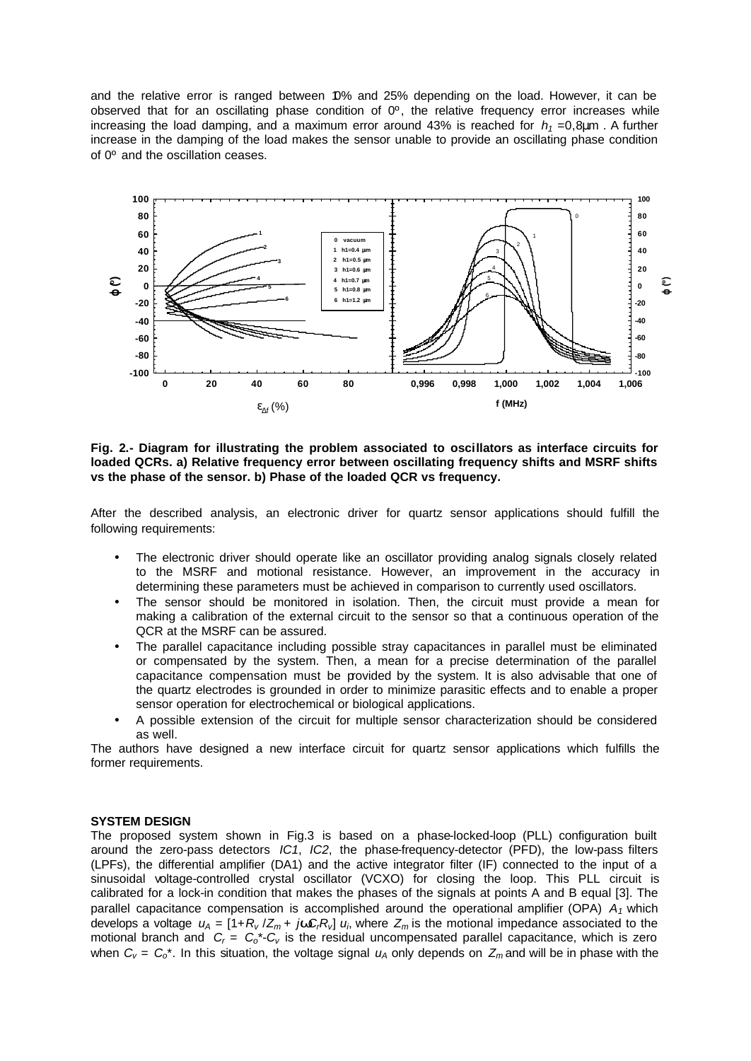and the relative error is ranged between 10% and 25% depending on the load. However, it can be observed that for an oscillating phase condition of 0º, the relative frequency error increases while increasing the load damping, and a maximum error around 43% is reached for $h_1 = 0{,}8\mu m$ . A further increase in the damping of the load makes the sensor unable to provide an oscillating phase condition of 0º and the oscillation ceases.

**Fig. 2.- Diagram for illustrating the problem associated to oscillators as interface circuits for loaded QCRs. a) Relative frequency error between oscillating frequency shifts and MSRF shifts vs the phase of the sensor. b) Phase of the loaded QCR vs frequency.**

After the described analysis, an electronic driver for quartz sensor applications should fulfill the following requirements:

- The electronic driver should operate like an oscillator providing analog signals closely related to the MSRF and motional resistance. However, an improvement in the accuracy in determining these parameters must be achieved in comparison to currently used oscillators.
- The sensor should be monitored in isolation. Then, the circuit must provide a mean for making a calibration of the external circuit to the sensor so that a continuous operation of the QCR at the MSRF can be assured.
- The parallel capacitance including possible stray capacitances in parallel must be eliminated or compensated by the system. Then, a mean for a precise determination of the parallel capacitance compensation must be provided by the system. It is also advisable that one of the quartz electrodes is grounded in order to minimize parasitic effects and to enable a proper sensor operation for electrochemical or biological applications.
- A possible extension of the circuit for multiple sensor characterization should be considered as well.

The authors have designed a new interface circuit for quartz sensor applications which fulfills the former requirements.

## SYSTEM DESIGN

The proposed system shown in Fig.3 is based on a phase-locked-loop (PLL) configuration built around the zero-pass detectors *IC1*, *IC2*, the phase-frequency-detector (PFD), the low-pass filters (LPFs), the differential amplifier (DA1) and the active integrator filter (IF) connected to the input of a sinusoidal voltage-controlled crystal oscillator (VCXO) for closing the loop. This PLL circuit is calibrated for a lock-in condition that makes the phases of the signals at points A and B equal [3]. The parallel capacitance compensation is accomplished around the operational amplifier (OPA) $A_1$ which develops a voltage $u_A = [1+R_v/Z_m + j\omega C_r R_v]\, u_i$, where $Z_m$ is the motional impedance associated to the motional branch and $C_r = C_o^* - C_v$ is the residual uncompensated parallel capacitance, which is zero when $C_v = C_o^*$. In this situation, the voltage signal $u_A$ only depends on $Z_m$ and will be in phase with the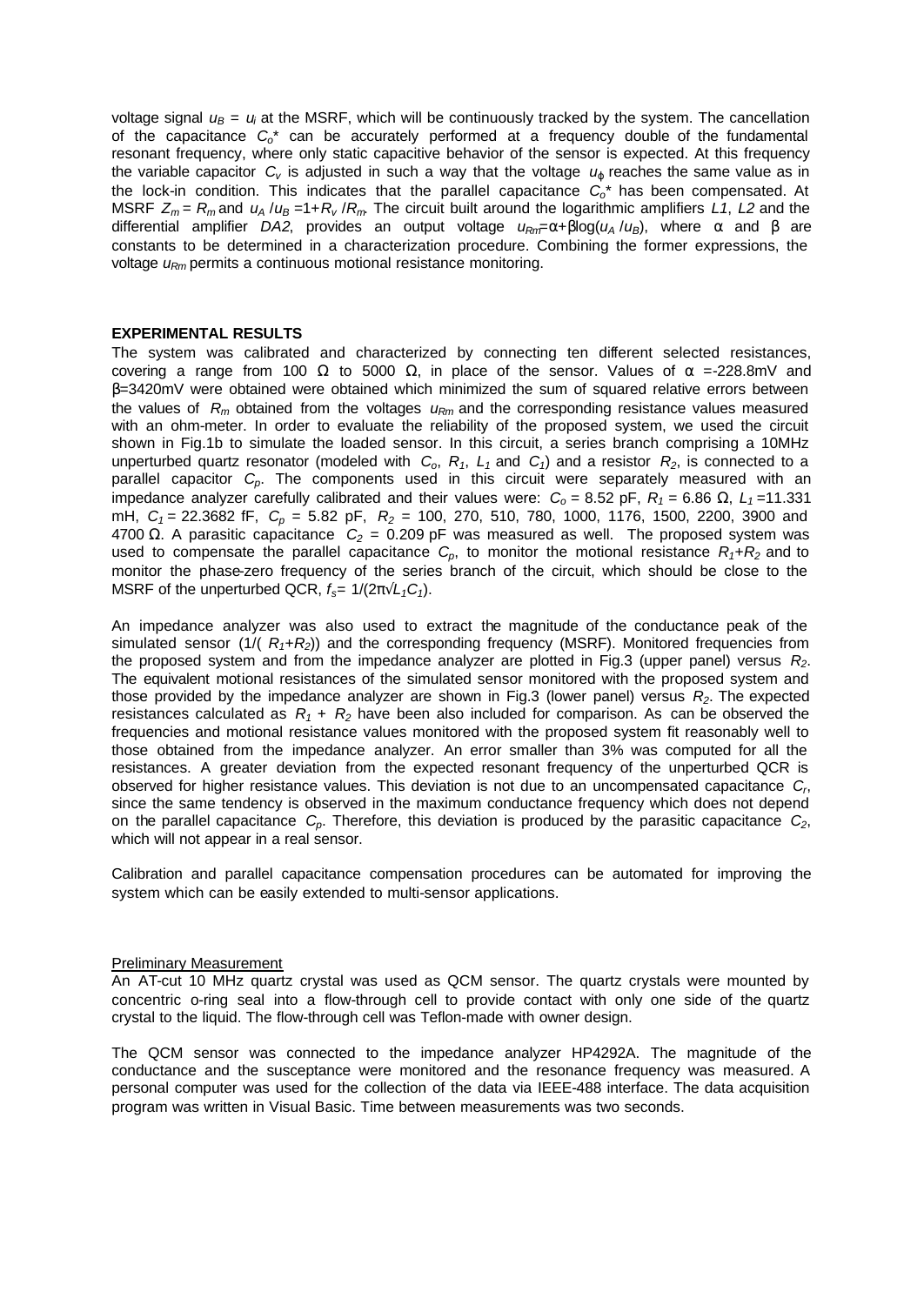voltage signal $u_B = u_i$ at the MSRF, which will be continuously tracked by the system. The cancellation of the capacitance $C_o^*$ can be accurately performed at a frequency double of the fundamental resonant frequency, where only static capacitive behavior of the sensor is expected. At this frequency the variable capacitor $C_v$ is adjusted in such a way that the voltage $u_\varphi$ reaches the same value as in the lock-in condition. This indicates that the parallel capacitance $C_o^*$ has been compensated. At MSRF $Z_m = R_m$ and $u_A / u_B = 1 + R_v / R_m$. The circuit built around the logarithmic amplifiers *L1*, *L2* and the differential amplifier *DA2*, provides an output voltage $u_{Rm} = \alpha + \beta \log(u_A / u_B)$, where $\alpha$ and $\beta$ are constants to be determined in a characterization procedure. Combining the former expressions, the voltage $u_{Rm}$ permits a continuous motional resistance monitoring.

**EXPERIMENTAL RESULTS**

The system was calibrated and characterized by connecting ten different selected resistances, covering a range from 100 Ω to 5000 Ω, in place of the sensor. Values of $\alpha$ =-228.8mV and $\beta$=3420mV were obtained were obtained which minimized the sum of squared relative errors between the values of $R_m$ obtained from the voltages $u_{Rm}$ and the corresponding resistance values measured with an ohm-meter. In order to evaluate the reliability of the proposed system, we used the circuit shown in Fig.1b to simulate the loaded sensor. In this circuit, a series branch comprising a 10MHz unperturbed quartz resonator (modeled with $C_o$, $R_1$, $L_1$ and $C_1$) and a resistor $R_2$, is connected to a parallel capacitor $C_p$. The components used in this circuit were separately measured with an impedance analyzer carefully calibrated and their values were: $C_o$ = 8.52 pF, $R_1$ = 6.86 Ω, $L_1$ =11.331 mH, $C_1$ = 22.3682 fF, $C_p$ = 5.82 pF, $R_2$ = 100, 270, 510, 780, 1000, 1176, 1500, 2200, 3900 and 4700 Ω. A parasitic capacitance $C_2$ = 0.209 pF was measured as well. The proposed system was used to compensate the parallel capacitance $C_p$, to monitor the motional resistance $R_1+R_2$ and to monitor the phase-zero frequency of the series branch of the circuit, which should be close to the MSRF of the unperturbed QCR, $f_s = 1/(2\pi\sqrt{L_1C_1})$.

An impedance analyzer was also used to extract the magnitude of the conductance peak of the simulated sensor ($1/(R_1+R_2)$) and the corresponding frequency (MSRF). Monitored frequencies from the proposed system and from the impedance analyzer are plotted in Fig.3 (upper panel) versus $R_2$. The equivalent motional resistances of the simulated sensor monitored with the proposed system and those provided by the impedance analyzer are shown in Fig.3 (lower panel) versus $R_2$. The expected resistances calculated as $R_1 + R_2$ have been also included for comparison. As can be observed the frequencies and motional resistance values monitored with the proposed system fit reasonably well to those obtained from the impedance analyzer. An error smaller than 3% was computed for all the resistances. A greater deviation from the expected resonant frequency of the unperturbed QCR is observed for higher resistance values. This deviation is not due to an uncompensated capacitance $C_r$, since the same tendency is observed in the maximum conductance frequency which does not depend on the parallel capacitance $C_p$. Therefore, this deviation is produced by the parasitic capacitance $C_2$, which will not appear in a real sensor.

Calibration and parallel capacitance compensation procedures can be automated for improving the system which can be easily extended to multi-sensor applications.

Preliminary Measurement

An AT-cut 10 MHz quartz crystal was used as QCM sensor. The quartz crystals were mounted by concentric o-ring seal into a flow-through cell to provide contact with only one side of the quartz crystal to the liquid. The flow-through cell was Teflon-made with owner design.

The QCM sensor was connected to the impedance analyzer HP4292A. The magnitude of the conductance and the susceptance were monitored and the resonance frequency was measured. A personal computer was used for the collection of the data via IEEE-488 interface. The data acquisition program was written in Visual Basic. Time between measurements was two seconds.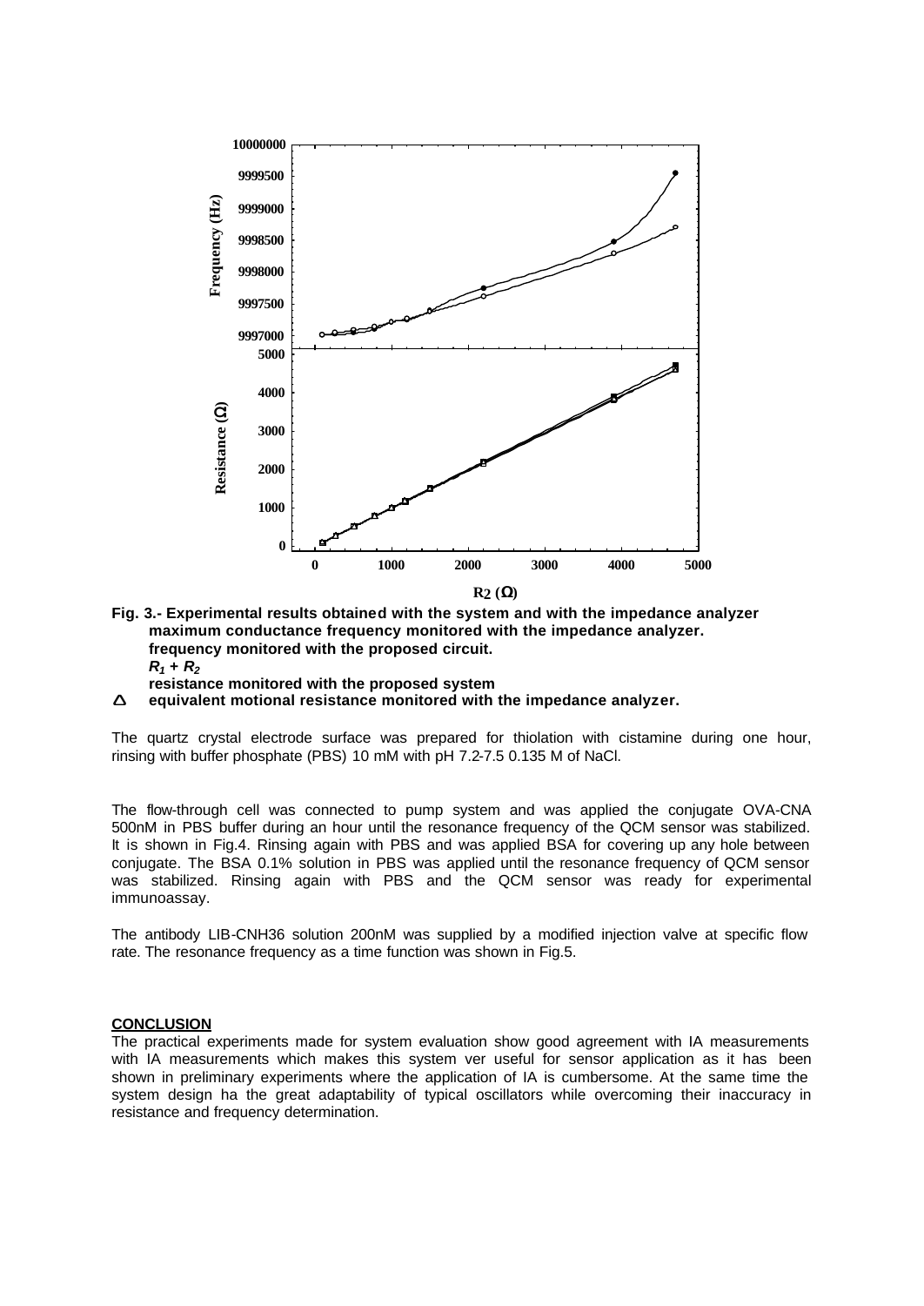**Fig. 3.- Experimental results obtained with the system and with the impedance analyzer maximum conductance frequency monitored with the impedance analyzer. frequency monitored with the proposed circuit.**
***$R_1 + R_2$***
**resistance monitored with the proposed system**
**Δ equivalent motional resistance monitored with the impedance analyzer.**

The quartz crystal electrode surface was prepared for thiolation with cistamine during one hour, rinsing with buffer phosphate (PBS) 10 mM with pH 7.2-7.5 0.135 M of NaCl.

The flow-through cell was connected to pump system and was applied the conjugate OVA-CNA 500nM in PBS buffer during an hour until the resonance frequency of the QCM sensor was stabilized. It is shown in Fig.4. Rinsing again with PBS and was applied BSA for covering up any hole between conjugate. The BSA 0.1% solution in PBS was applied until the resonance frequency of QCM sensor was stabilized. Rinsing again with PBS and the QCM sensor was ready for experimental immunoassay.

The antibody LIB-CNH36 solution 200nM was supplied by a modified injection valve at specific flow rate. The resonance frequency as a time function was shown in Fig.5.

## CONCLUSION

The practical experiments made for system evaluation show good agreement with IA measurements with IA measurements which makes this system ver useful for sensor application as it has been shown in preliminary experiments where the application of IA is cumbersome. At the same time the system design ha the great adaptability of typical oscillators while overcoming their inaccuracy in resistance and frequency determination.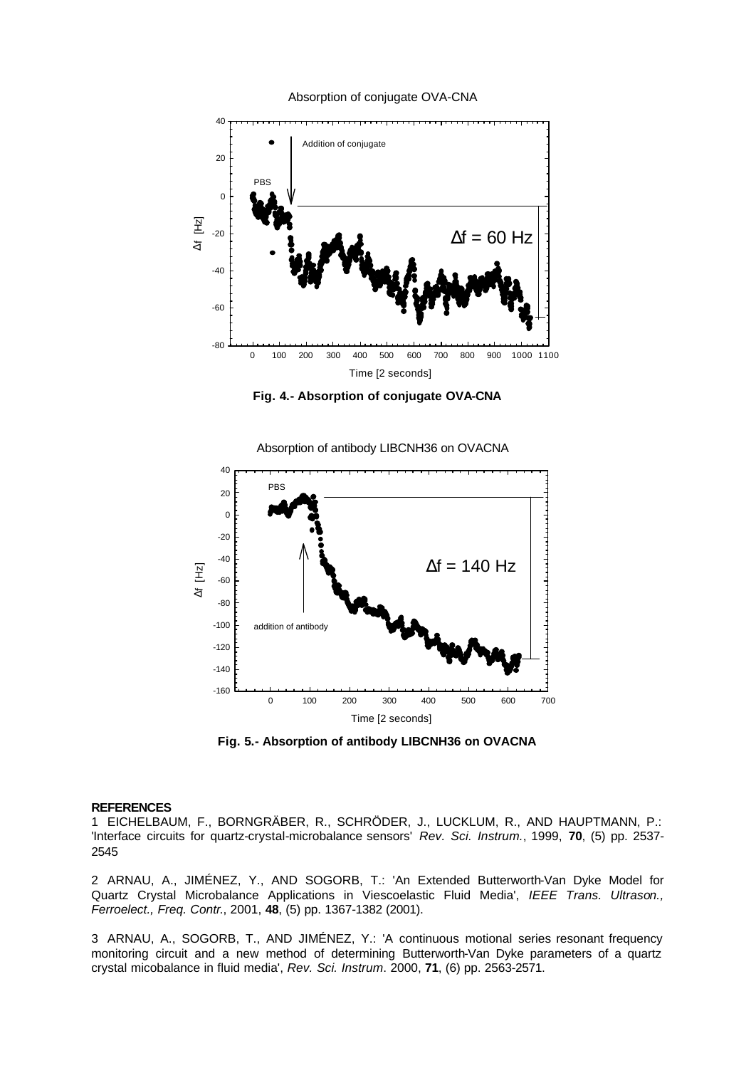Absorption of conjugate OVA-CNA

Addition of conjugate

PBS

Δf = 60 Hz

Δf [Hz]

40
20
0
-20
-40
-60
-80

0 100 200 300 400 500 600 700 800 900 1000 1100

Time [2 seconds]

**Fig. 4.- Absorption of conjugate OVA-CNA**

Absorption of antibody LIBCNH36 on OVACNA

PBS

Δf = 140 Hz

addition of antibody

Δf [Hz]

40
20
0
-20
-40
-60
-80
-100
-120
-140
-160

0 100 200 300 400 500 600 700

Time [2 seconds]

**Fig. 5.- Absorption of antibody LIBCNH36 on OVACNA**

## REFERENCES

1 EICHELBAUM, F., BORNGRÄBER, R., SCHRÖDER, J., LUCKLUM, R., AND HAUPTMANN, P.: 'Interface circuits for quartz-crystal-microbalance sensors' *Rev. Sci. Instrum.*, 1999, **70**, (5) pp. 2537-2545

2 ARNAU, A., JIMÉNEZ, Y., AND SOGORB, T.: 'An Extended Butterworth-Van Dyke Model for Quartz Crystal Microbalance Applications in Viescoelastic Fluid Media', *IEEE Trans. Ultrason., Ferroelect., Freq. Contr.*, 2001, **48**, (5) pp. 1367-1382 (2001).

3 ARNAU, A., SOGORB, T., AND JIMÉNEZ, Y.: 'A continuous motional series resonant frequency monitoring circuit and a new method of determining Butterworth-Van Dyke parameters of a quartz crystal micobalance in fluid media', *Rev. Sci. Instrum*. 2000, **71**, (6) pp. 2563-2571.